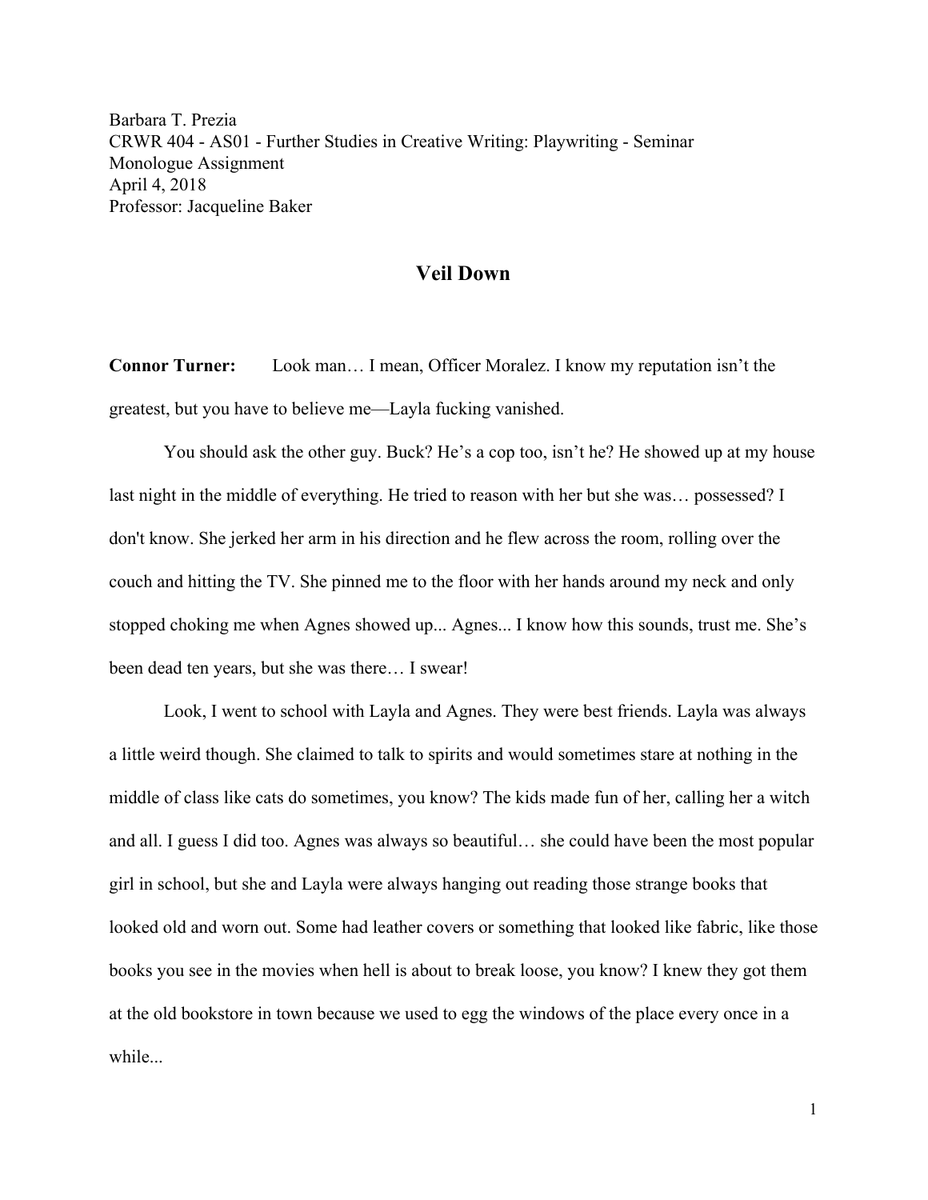Barbara T. Prezia
CRWR 404 - AS01 - Further Studies in Creative Writing: Playwriting - Seminar
Monologue Assignment
April 4, 2018
Professor: Jacqueline Baker

# Veil Down

**Connor Turner:** Look man… I mean, Officer Moralez. I know my reputation isn't the greatest, but you have to believe me—Layla fucking vanished.

You should ask the other guy. Buck? He's a cop too, isn't he? He showed up at my house last night in the middle of everything. He tried to reason with her but she was… possessed? I don't know. She jerked her arm in his direction and he flew across the room, rolling over the couch and hitting the TV. She pinned me to the floor with her hands around my neck and only stopped choking me when Agnes showed up... Agnes... I know how this sounds, trust me. She's been dead ten years, but she was there… I swear!

Look, I went to school with Layla and Agnes. They were best friends. Layla was always a little weird though. She claimed to talk to spirits and would sometimes stare at nothing in the middle of class like cats do sometimes, you know? The kids made fun of her, calling her a witch and all. I guess I did too. Agnes was always so beautiful… she could have been the most popular girl in school, but she and Layla were always hanging out reading those strange books that looked old and worn out. Some had leather covers or something that looked like fabric, like those books you see in the movies when hell is about to break loose, you know? I knew they got them at the old bookstore in town because we used to egg the windows of the place every once in a while...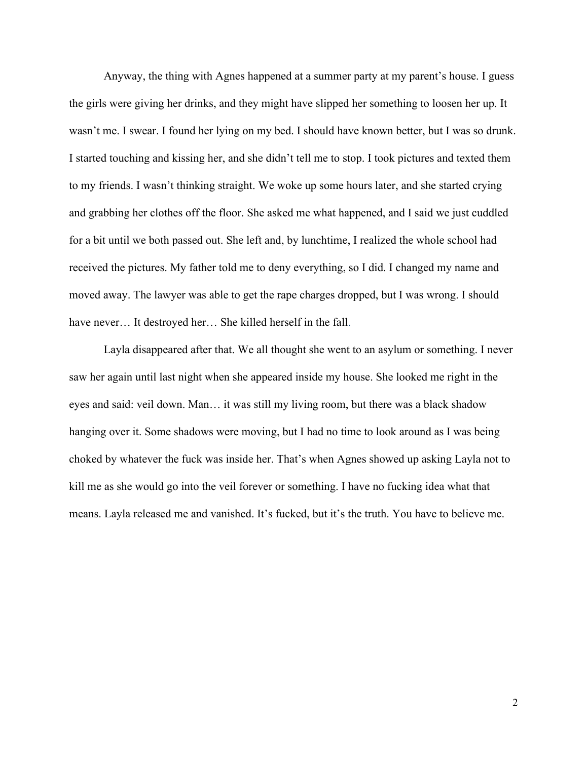Anyway, the thing with Agnes happened at a summer party at my parent's house. I guess the girls were giving her drinks, and they might have slipped her something to loosen her up. It wasn't me. I swear. I found her lying on my bed. I should have known better, but I was so drunk. I started touching and kissing her, and she didn't tell me to stop. I took pictures and texted them to my friends. I wasn't thinking straight. We woke up some hours later, and she started crying and grabbing her clothes off the floor. She asked me what happened, and I said we just cuddled for a bit until we both passed out. She left and, by lunchtime, I realized the whole school had received the pictures. My father told me to deny everything, so I did. I changed my name and moved away. The lawyer was able to get the rape charges dropped, but I was wrong. I should have never… It destroyed her… She killed herself in the fall.

Layla disappeared after that. We all thought she went to an asylum or something. I never saw her again until last night when she appeared inside my house. She looked me right in the eyes and said: veil down. Man… it was still my living room, but there was a black shadow hanging over it. Some shadows were moving, but I had no time to look around as I was being choked by whatever the fuck was inside her. That's when Agnes showed up asking Layla not to kill me as she would go into the veil forever or something. I have no fucking idea what that means. Layla released me and vanished. It's fucked, but it's the truth. You have to believe me.